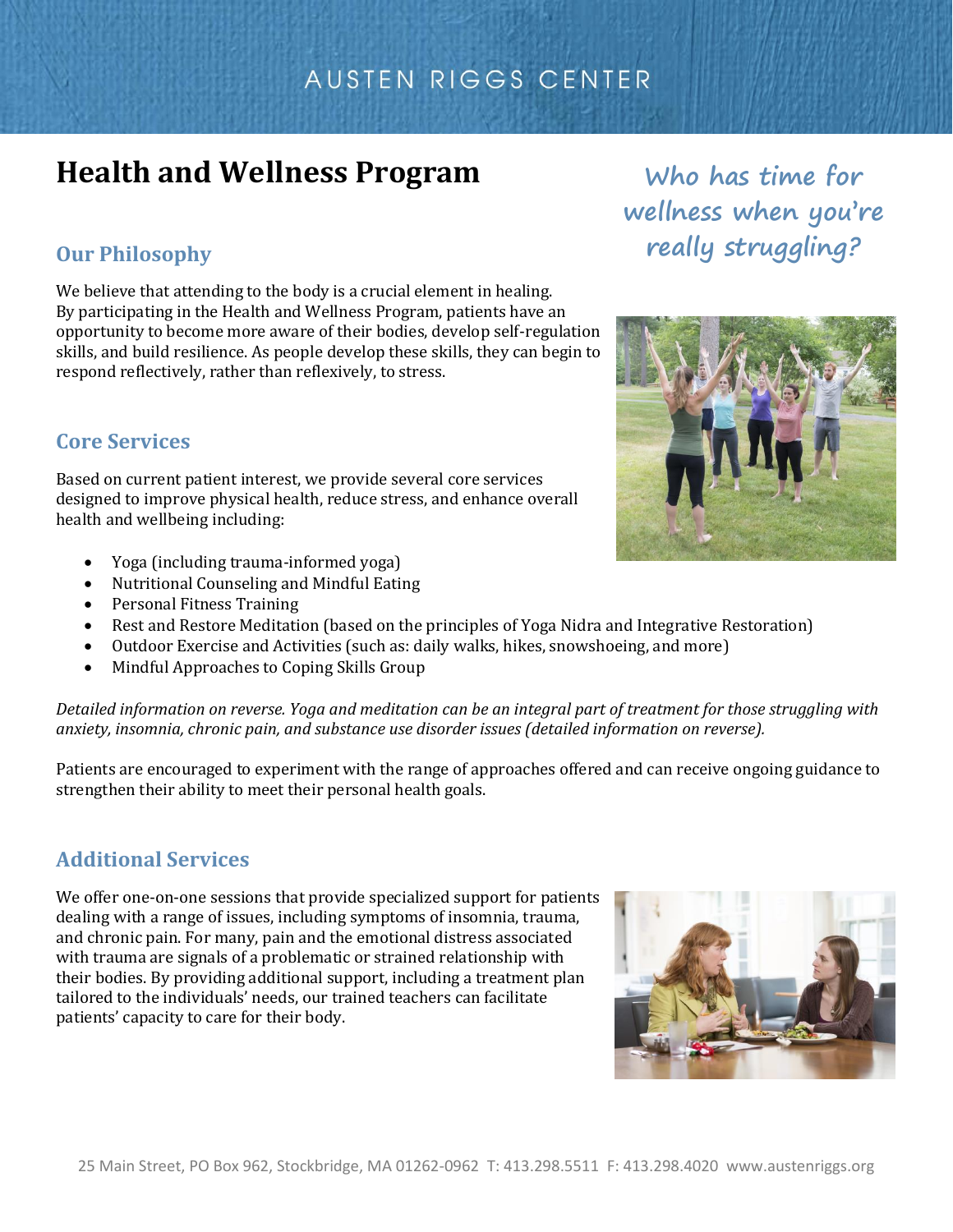AUSTEN RIGGS CENTER

# Health and Wellness Program

*Who has time for wellness when you're really struggling?*

## Our Philosophy

We believe that attending to the body is a crucial element in healing. By participating in the Health and Wellness Program, patients have an opportunity to become more aware of their bodies, develop self-regulation skills, and build resilience. As people develop these skills, they can begin to respond reflectively, rather than reflexively, to stress.

## Core Services

Based on current patient interest, we provide several core services designed to improve physical health, reduce stress, and enhance overall health and wellbeing including:

- Yoga (including trauma-informed yoga)
- Nutritional Counseling and Mindful Eating
- Personal Fitness Training
- Rest and Restore Meditation (based on the principles of Yoga Nidra and Integrative Restoration)
- Outdoor Exercise and Activities (such as: daily walks, hikes, snowshoeing, and more)
- Mindful Approaches to Coping Skills Group

*Detailed information on reverse. Yoga and meditation can be an integral part of treatment for those struggling with anxiety, insomnia, chronic pain, and substance use disorder issues (detailed information on reverse).*

Patients are encouraged to experiment with the range of approaches offered and can receive ongoing guidance to strengthen their ability to meet their personal health goals.

## Additional Services

We offer one-on-one sessions that provide specialized support for patients dealing with a range of issues, including symptoms of insomnia, trauma, and chronic pain. For many, pain and the emotional distress associated with trauma are signals of a problematic or strained relationship with their bodies. By providing additional support, including a treatment plan tailored to the individuals' needs, our trained teachers can facilitate patients' capacity to care for their body.

25 Main Street, PO Box 962, Stockbridge, MA 01262-0962 T: 413.298.5511 F: 413.298.4020 www.austenriggs.org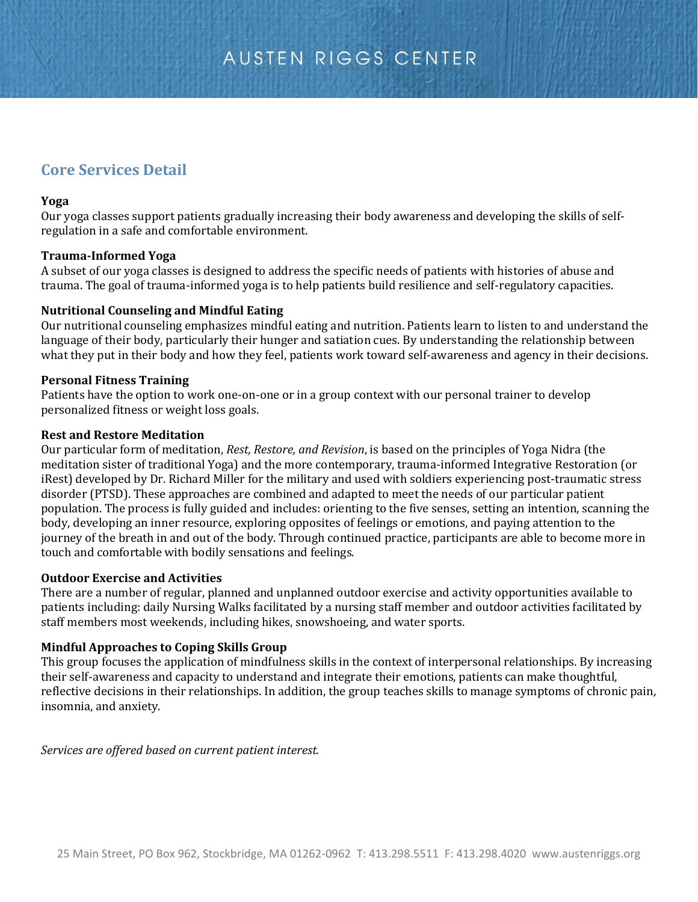## Core Services Detail

**Yoga**
Our yoga classes support patients gradually increasing their body awareness and developing the skills of self-regulation in a safe and comfortable environment.

**Trauma-Informed Yoga**
A subset of our yoga classes is designed to address the specific needs of patients with histories of abuse and trauma. The goal of trauma-informed yoga is to help patients build resilience and self-regulatory capacities.

**Nutritional Counseling and Mindful Eating**
Our nutritional counseling emphasizes mindful eating and nutrition. Patients learn to listen to and understand the language of their body, particularly their hunger and satiation cues. By understanding the relationship between what they put in their body and how they feel, patients work toward self-awareness and agency in their decisions.

**Personal Fitness Training**
Patients have the option to work one-on-one or in a group context with our personal trainer to develop personalized fitness or weight loss goals.

**Rest and Restore Meditation**
Our particular form of meditation, *Rest, Restore, and Revision*, is based on the principles of Yoga Nidra (the meditation sister of traditional Yoga) and the more contemporary, trauma-informed Integrative Restoration (or iRest) developed by Dr. Richard Miller for the military and used with soldiers experiencing post-traumatic stress disorder (PTSD). These approaches are combined and adapted to meet the needs of our particular patient population. The process is fully guided and includes: orienting to the five senses, setting an intention, scanning the body, developing an inner resource, exploring opposites of feelings or emotions, and paying attention to the journey of the breath in and out of the body. Through continued practice, participants are able to become more in touch and comfortable with bodily sensations and feelings.

**Outdoor Exercise and Activities**
There are a number of regular, planned and unplanned outdoor exercise and activity opportunities available to patients including: daily Nursing Walks facilitated by a nursing staff member and outdoor activities facilitated by staff members most weekends, including hikes, snowshoeing, and water sports.

**Mindful Approaches to Coping Skills Group**
This group focuses the application of mindfulness skills in the context of interpersonal relationships. By increasing their self-awareness and capacity to understand and integrate their emotions, patients can make thoughtful, reflective decisions in their relationships. In addition, the group teaches skills to manage symptoms of chronic pain, insomnia, and anxiety.

*Services are offered based on current patient interest.*